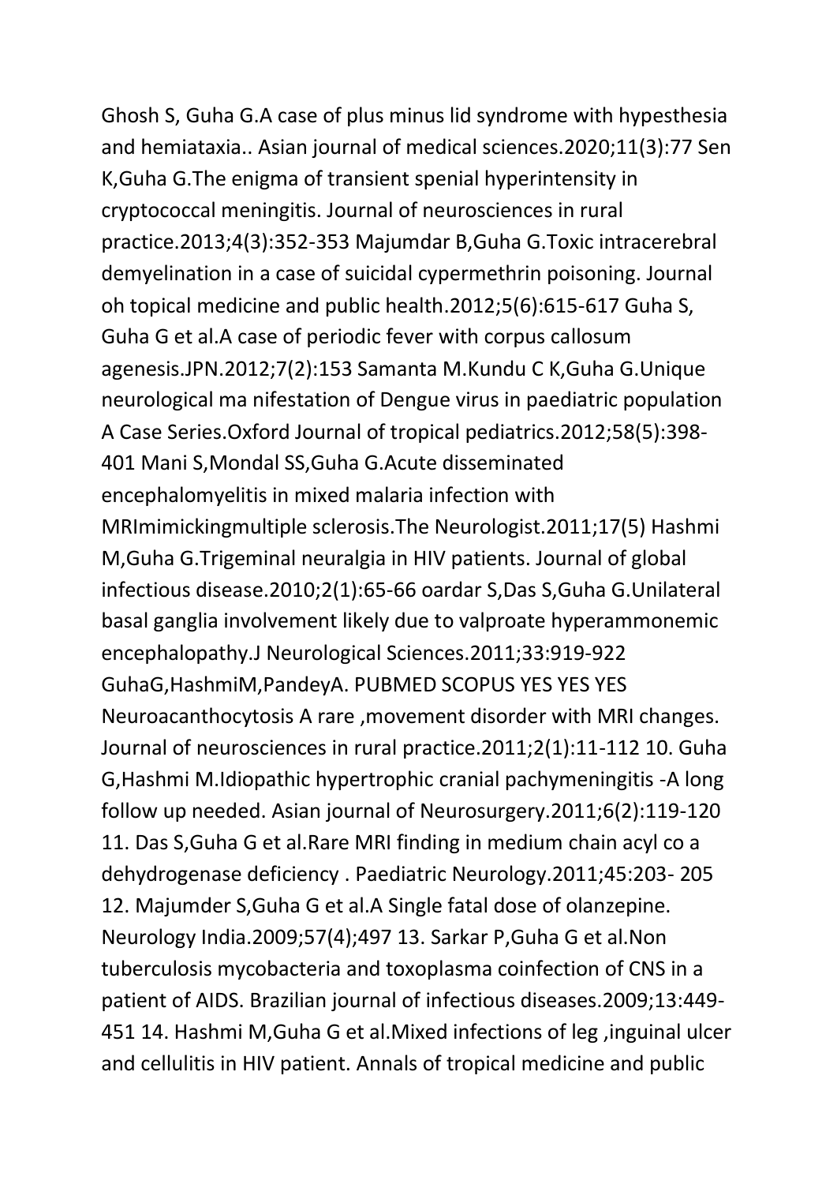Ghosh S, Guha G.A case of plus minus lid syndrome with hypesthesia and hemiataxia.. Asian journal of medical sciences.2020;11(3):77 Sen K,Guha G.The enigma of transient spenial hyperintensity in cryptococcal meningitis. Journal of neurosciences in rural practice.2013;4(3):352-353 Majumdar B,Guha G.Toxic intracerebral demyelination in a case of suicidal cypermethrin poisoning. Journal oh topical medicine and public health.2012;5(6):615-617 Guha S, Guha G et al.A case of periodic fever with corpus callosum agenesis.JPN.2012;7(2):153 Samanta M.Kundu C K,Guha G.Unique neurological ma nifestation of Dengue virus in paediatric population A Case Series.Oxford Journal of tropical pediatrics.2012;58(5):398-401 Mani S,Mondal SS,Guha G.Acute disseminated encephalomyelitis in mixed malaria infection with MRImimickingmultiple sclerosis.The Neurologist.2011;17(5) Hashmi M,Guha G.Trigeminal neuralgia in HIV patients. Journal of global infectious disease.2010;2(1):65-66 oardar S,Das S,Guha G.Unilateral basal ganglia involvement likely due to valproate hyperammonemic encephalopathy.J Neurological Sciences.2011;33:919-922 GuhaG,HashmiM,PandeyA. PUBMED SCOPUS YES YES YES Neuroacanthocytosis A rare ,movement disorder with MRI changes. Journal of neurosciences in rural practice.2011;2(1):11-112 10. Guha G,Hashmi M.Idiopathic hypertrophic cranial pachymeningitis -A long follow up needed. Asian journal of Neurosurgery.2011;6(2):119-120 11. Das S,Guha G et al.Rare MRI finding in medium chain acyl co a dehydrogenase deficiency . Paediatric Neurology.2011;45:203- 205 12. Majumder S,Guha G et al.A Single fatal dose of olanzepine. Neurology India.2009;57(4);497 13. Sarkar P,Guha G et al.Non tuberculosis mycobacteria and toxoplasma coinfection of CNS in a patient of AIDS. Brazilian journal of infectious diseases.2009;13:449-451 14. Hashmi M,Guha G et al.Mixed infections of leg ,inguinal ulcer and cellulitis in HIV patient. Annals of tropical medicine and public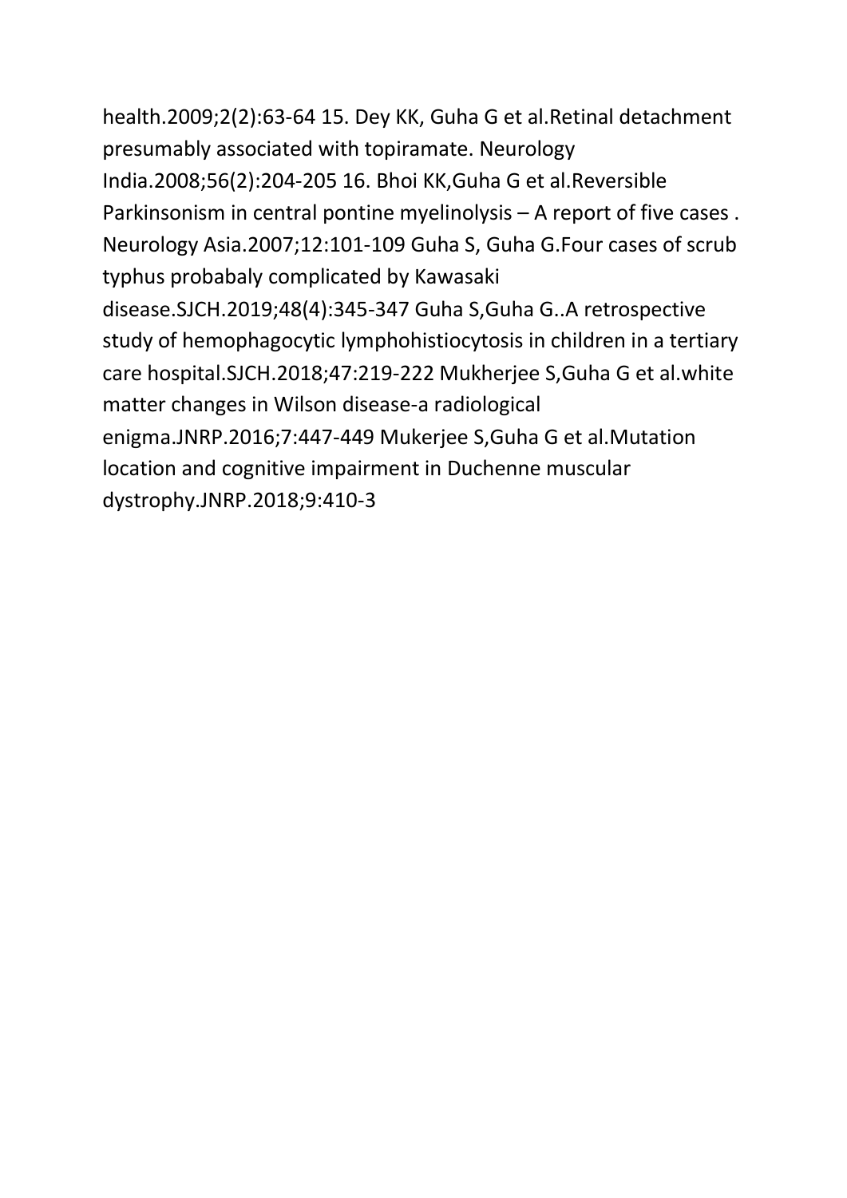health.2009;2(2):63-64 15. Dey KK, Guha G et al.Retinal detachment presumably associated with topiramate. Neurology India.2008;56(2):204-205 16. Bhoi KK,Guha G et al.Reversible Parkinsonism in central pontine myelinolysis – A report of five cases . Neurology Asia.2007;12:101-109 Guha S, Guha G.Four cases of scrub typhus probabaly complicated by Kawasaki disease.SJCH.2019;48(4):345-347 Guha S,Guha G..A retrospective study of hemophagocytic lymphohistiocytosis in children in a tertiary care hospital.SJCH.2018;47:219-222 Mukherjee S,Guha G et al.white matter changes in Wilson disease-a radiological enigma.JNRP.2016;7:447-449 Mukerjee S,Guha G et al.Mutation location and cognitive impairment in Duchenne muscular dystrophy.JNRP.2018;9:410-3